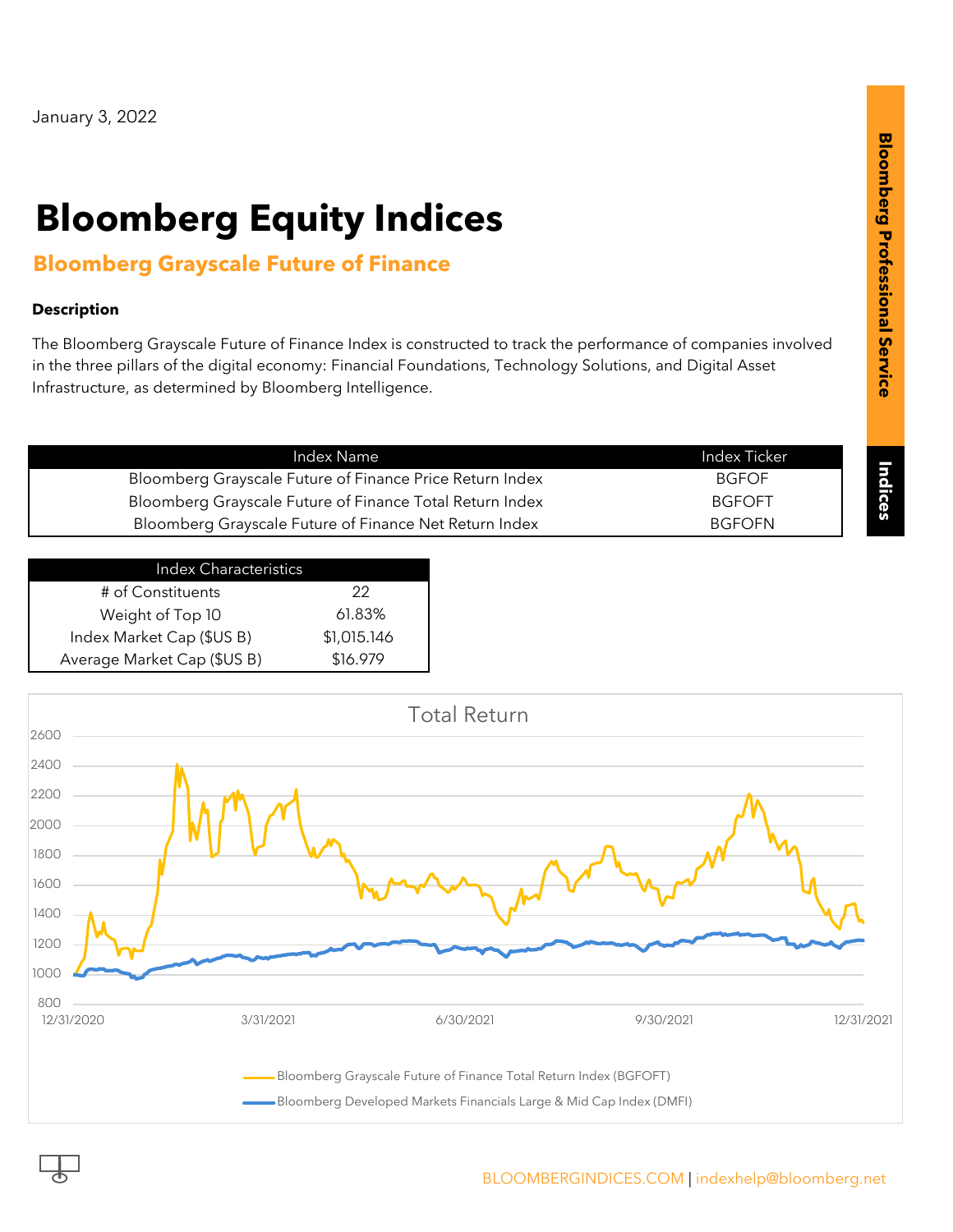January 3, 2022

# Bloomberg Equity Indices

## Bloomberg Grayscale Future of Finance

**Description**

The Bloomberg Grayscale Future of Finance Index is constructed to track the performance of companies involved in the three pillars of the digital economy: Financial Foundations, Technology Solutions, and Digital Asset Infrastructure, as determined by Bloomberg Intelligence.

| Index Name | Index Ticker |
|---|---|
| Bloomberg Grayscale Future of Finance Price Return Index | BGFOF |
| Bloomberg Grayscale Future of Finance Total Return Index | BGFOFT |
| Bloomberg Grayscale Future of Finance Net Return Index | BGFOFN |

| Index Characteristics | |
|---|---|
| # of Constituents | 22 |
| Weight of Top 10 | 61.83% |
| Index Market Cap ($US B) | $1,015.146 |
| Average Market Cap ($US B) | $16.979 |

Total Return

Bloomberg Grayscale Future of Finance Total Return Index (BGFOFT)

Bloomberg Developed Markets Financials Large & Mid Cap Index (DMFI)

BLOOMBERGINDICES.COM | indexhelp@bloomberg.net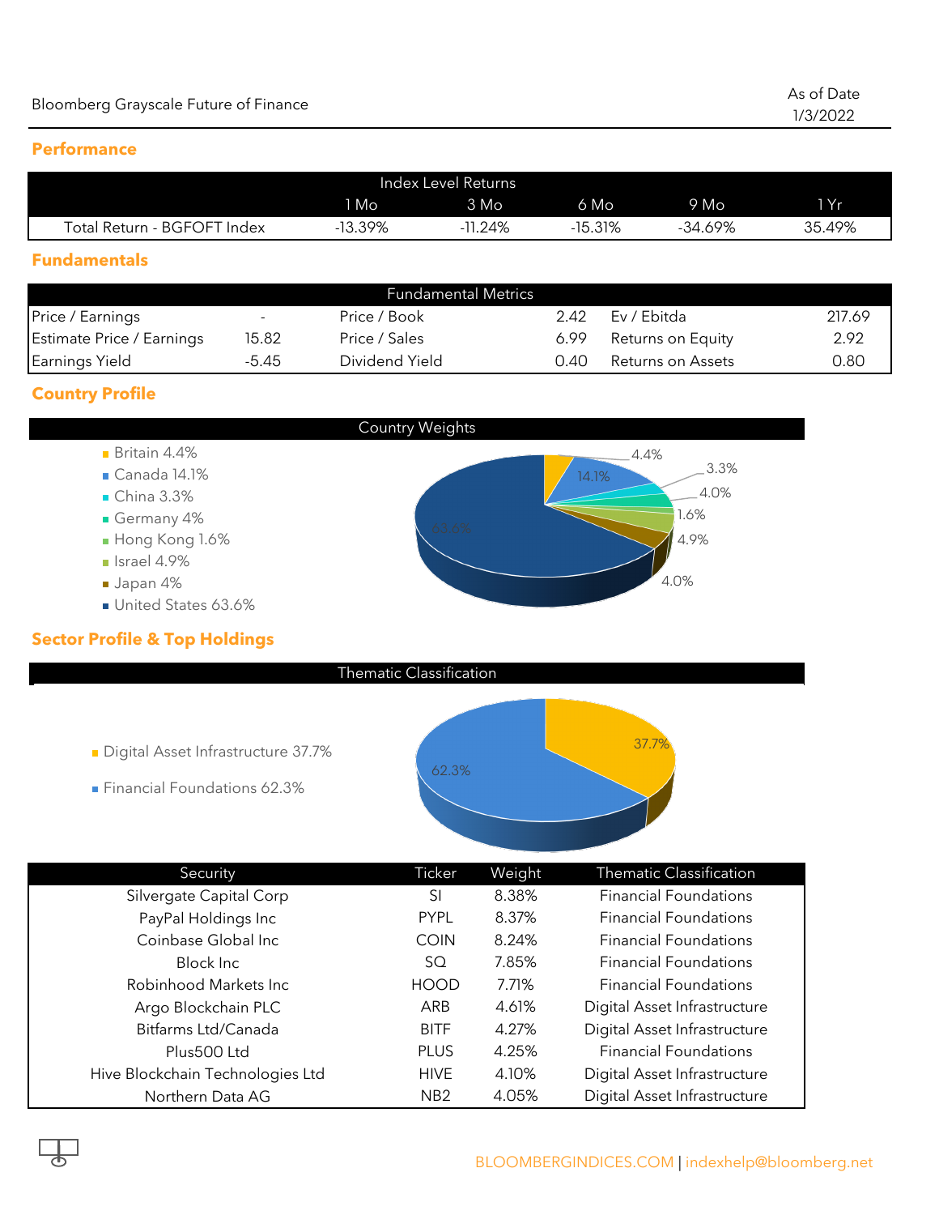Bloomberg Grayscale Future of Finance

As of Date 1/3/2022

## Performance

| Index Level Returns | 1 Mo | 3 Mo | 6 Mo | 9 Mo | 1 Yr |
|---|---|---|---|---|---|
| Total Return - BGFOFT Index | -13.39% | -11.24% | -15.31% | -34.69% | 35.49% |

## Fundamentals

| Fundamental Metrics | | | | | |
|---|---|---|---|---|---|
| Price / Earnings | - | Price / Book | 2.42 | Ev / Ebitda | 217.69 |
| Estimate Price / Earnings | 15.82 | Price / Sales | 6.99 | Returns on Equity | 2.92 |
| Earnings Yield | -5.45 | Dividend Yield | 0.40 | Returns on Assets | 0.80 |

## Country Profile

Country Weights

- Britain 4.4%
- Canada 14.1%
- China 3.3%
- Germany 4%
- Hong Kong 1.6%
- Israel 4.9%
- Japan 4%
- United States 63.6%

## Sector Profile & Top Holdings

Thematic Classification

- Digital Asset Infrastructure 37.7%
- Financial Foundations 62.3%

| Security | Ticker | Weight | Thematic Classification |
|---|---|---|---|
| Silvergate Capital Corp | SI | 8.38% | Financial Foundations |
| PayPal Holdings Inc | PYPL | 8.37% | Financial Foundations |
| Coinbase Global Inc | COIN | 8.24% | Financial Foundations |
| Block Inc | SQ | 7.85% | Financial Foundations |
| Robinhood Markets Inc | HOOD | 7.71% | Financial Foundations |
| Argo Blockchain PLC | ARB | 4.61% | Digital Asset Infrastructure |
| Bitfarms Ltd/Canada | BITF | 4.27% | Digital Asset Infrastructure |
| Plus500 Ltd | PLUS | 4.25% | Financial Foundations |
| Hive Blockchain Technologies Ltd | HIVE | 4.10% | Digital Asset Infrastructure |
| Northern Data AG | NB2 | 4.05% | Digital Asset Infrastructure |

BLOOMBERGINDICES.COM | indexhelp@bloomberg.net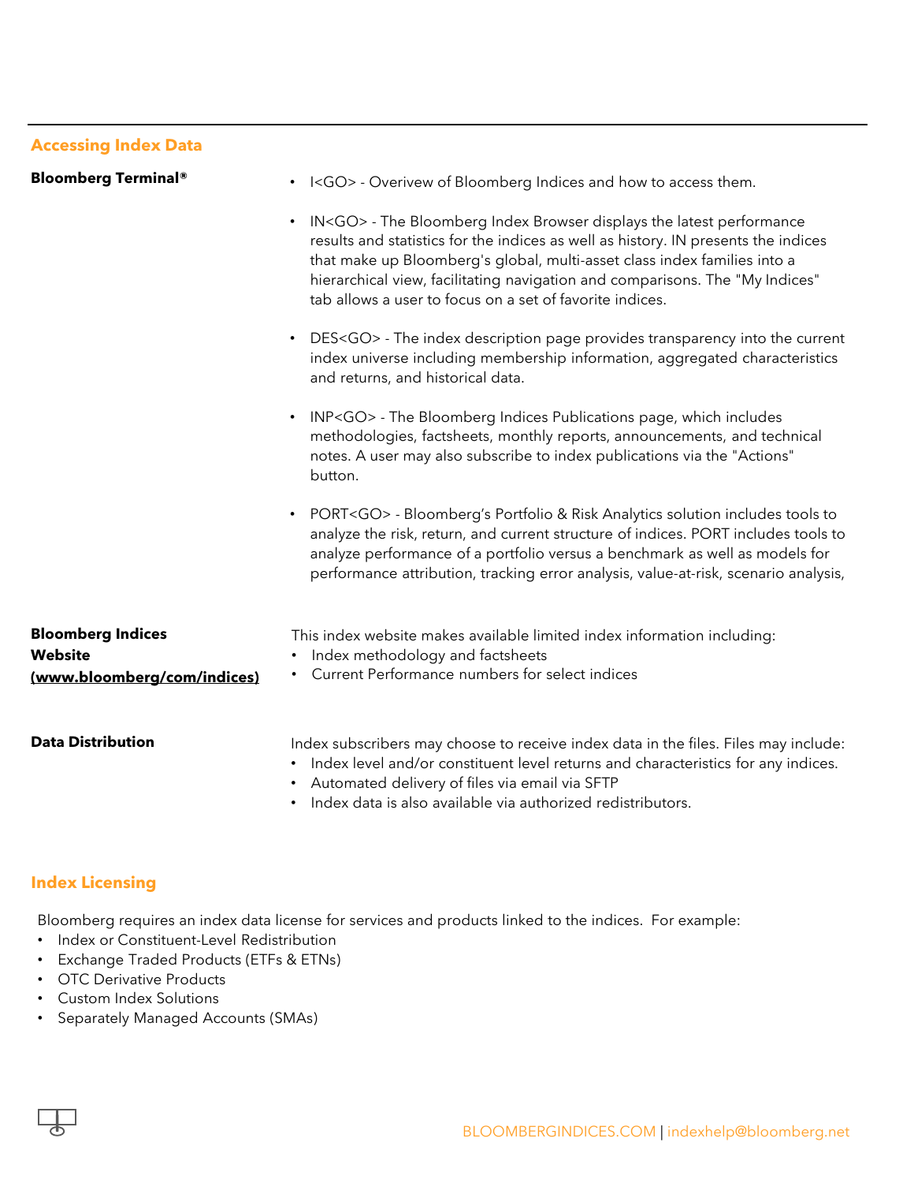## Accessing Index Data

**Bloomberg Terminal®**

- I<GO> - Overivew of Bloomberg Indices and how to access them.
- IN<GO> - The Bloomberg Index Browser displays the latest performance results and statistics for the indices as well as history. IN presents the indices that make up Bloomberg's global, multi-asset class index families into a hierarchical view, facilitating navigation and comparisons. The "My Indices" tab allows a user to focus on a set of favorite indices.
- DES<GO> - The index description page provides transparency into the current index universe including membership information, aggregated characteristics and returns, and historical data.
- INP<GO> - The Bloomberg Indices Publications page, which includes methodologies, factsheets, monthly reports, announcements, and technical notes. A user may also subscribe to index publications via the "Actions" button.
- PORT<GO> - Bloomberg's Portfolio & Risk Analytics solution includes tools to analyze the risk, return, and current structure of indices. PORT includes tools to analyze performance of a portfolio versus a benchmark as well as models for performance attribution, tracking error analysis, value-at-risk, scenario analysis,

**Bloomberg Indices Website (www.bloomberg/com/indices)**

This index website makes available limited index information including:

- Index methodology and factsheets
- Current Performance numbers for select indices

**Data Distribution**

Index subscribers may choose to receive index data in the files. Files may include:

- Index level and/or constituent level returns and characteristics for any indices.
- Automated delivery of files via email via SFTP
- Index data is also available via authorized redistributors.

## Index Licensing

Bloomberg requires an index data license for services and products linked to the indices. For example:

- Index or Constituent-Level Redistribution
- Exchange Traded Products (ETFs & ETNs)
- OTC Derivative Products
- Custom Index Solutions
- Separately Managed Accounts (SMAs)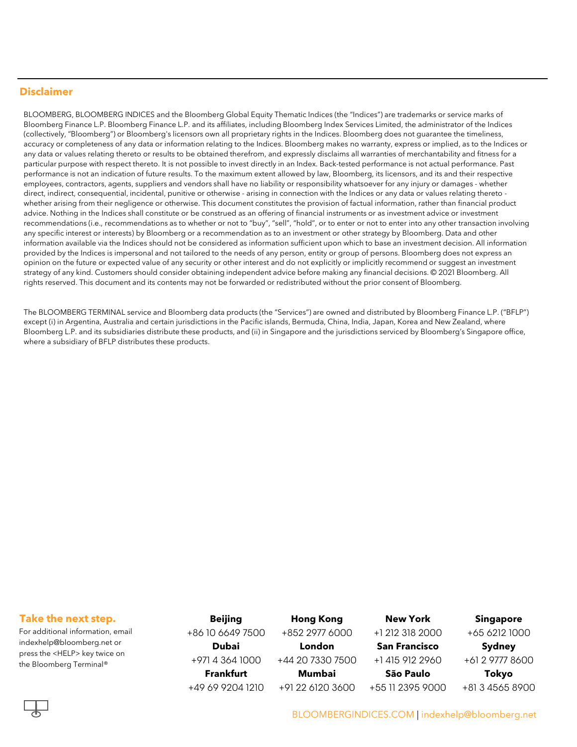## Disclaimer

BLOOMBERG, BLOOMBERG INDICES and the Bloomberg Global Equity Thematic Indices (the "Indices") are trademarks or service marks of Bloomberg Finance L.P. Bloomberg Finance L.P. and its affiliates, including Bloomberg Index Services Limited, the administrator of the Indices (collectively, "Bloomberg") or Bloomberg's licensors own all proprietary rights in the Indices. Bloomberg does not guarantee the timeliness, accuracy or completeness of any data or information relating to the Indices. Bloomberg makes no warranty, express or implied, as to the Indices or any data or values relating thereto or results to be obtained therefrom, and expressly disclaims all warranties of merchantability and fitness for a particular purpose with respect thereto. It is not possible to invest directly in an Index. Back-tested performance is not actual performance. Past performance is not an indication of future results. To the maximum extent allowed by law, Bloomberg, its licensors, and its and their respective employees, contractors, agents, suppliers and vendors shall have no liability or responsibility whatsoever for any injury or damages - whether direct, indirect, consequential, incidental, punitive or otherwise - arising in connection with the Indices or any data or values relating thereto - whether arising from their negligence or otherwise. This document constitutes the provision of factual information, rather than financial product advice. Nothing in the Indices shall constitute or be construed as an offering of financial instruments or as investment advice or investment recommendations (i.e., recommendations as to whether or not to "buy", "sell", "hold", or to enter or not to enter into any other transaction involving any specific interest or interests) by Bloomberg or a recommendation as to an investment or other strategy by Bloomberg. Data and other information available via the Indices should not be considered as information sufficient upon which to base an investment decision. All information provided by the Indices is impersonal and not tailored to the needs of any person, entity or group of persons. Bloomberg does not express an opinion on the future or expected value of any security or other interest and do not explicitly or implicitly recommend or suggest an investment strategy of any kind. Customers should consider obtaining independent advice before making any financial decisions. © 2021 Bloomberg. All rights reserved. This document and its contents may not be forwarded or redistributed without the prior consent of Bloomberg.

The BLOOMBERG TERMINAL service and Bloomberg data products (the "Services") are owned and distributed by Bloomberg Finance L.P. ("BFLP") except (i) in Argentina, Australia and certain jurisdictions in the Pacific islands, Bermuda, China, India, Japan, Korea and New Zealand, where Bloomberg L.P. and its subsidiaries distribute these products, and (ii) in Singapore and the jurisdictions serviced by Bloomberg's Singapore office, where a subsidiary of BFLP distributes these products.

## Take the next step.

For additional information, email indexhelp@bloomberg.net or press the <HELP> key twice on the Bloomberg Terminal®

| | | | |
|---|---|---|---|
| **Beijing** | **Hong Kong** | **New York** | **Singapore** |
| +86 10 6649 7500 | +852 2977 6000 | +1 212 318 2000 | +65 6212 1000 |
| **Dubai** | **London** | **San Francisco** | **Sydney** |
| +971 4 364 1000 | +44 20 7330 7500 | +1 415 912 2960 | +61 2 9777 8600 |
| **Frankfurt** | **Mumbai** | **São Paulo** | **Tokyo** |
| +49 69 9204 1210 | +91 22 6120 3600 | +55 11 2395 9000 | +81 3 4565 8900 |

BLOOMBERGINDICES.COM | indexhelp@bloomberg.net